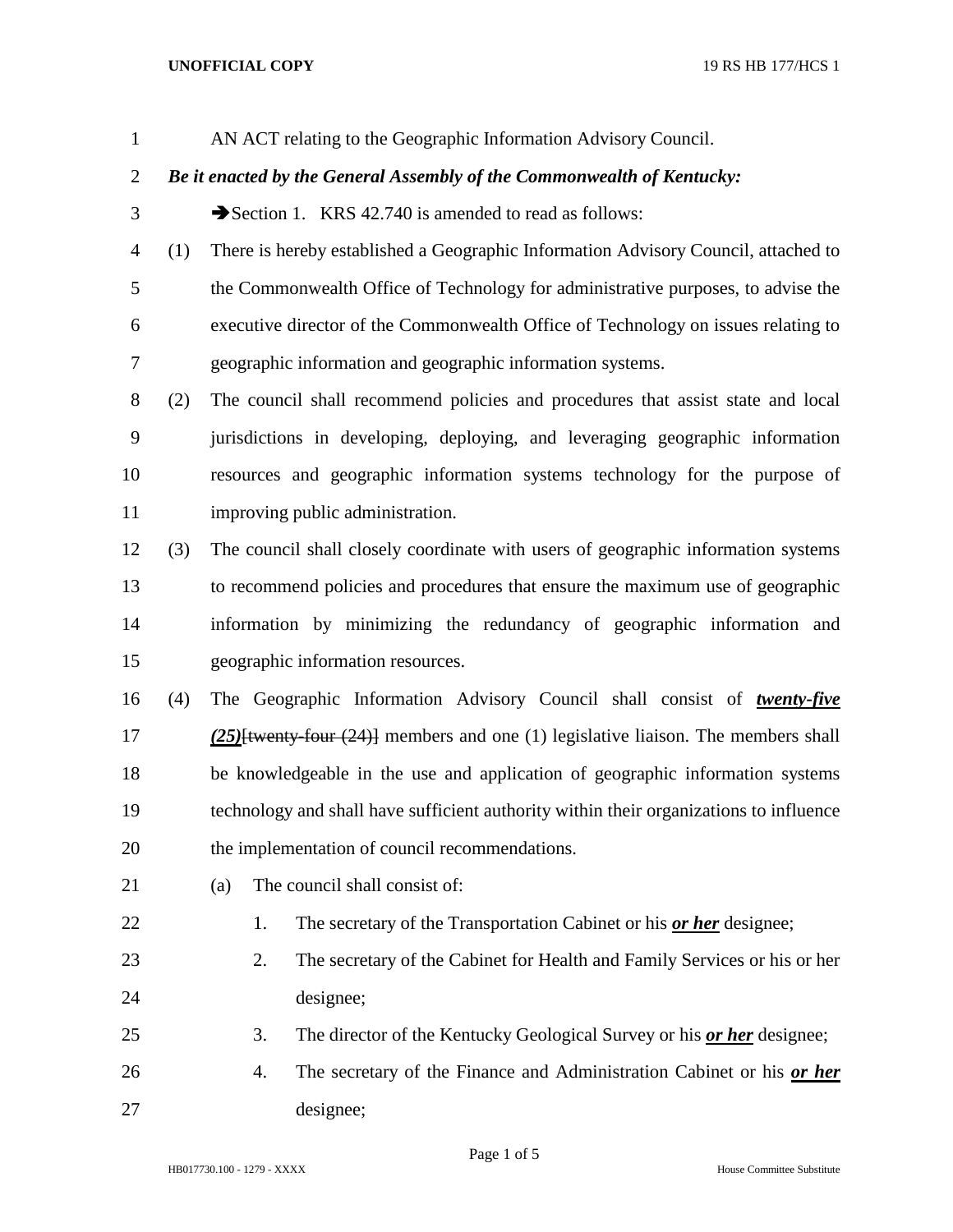AN ACT relating to the Geographic Information Advisory Council.

***Be it enacted by the General Assembly of the Commonwealth of Kentucky:***

➔Section 1. KRS 42.740 is amended to read as follows:

(1) There is hereby established a Geographic Information Advisory Council, attached to the Commonwealth Office of Technology for administrative purposes, to advise the executive director of the Commonwealth Office of Technology on issues relating to geographic information and geographic information systems.

(2) The council shall recommend policies and procedures that assist state and local jurisdictions in developing, deploying, and leveraging geographic information resources and geographic information systems technology for the purpose of improving public administration.

(3) The council shall closely coordinate with users of geographic information systems to recommend policies and procedures that ensure the maximum use of geographic information by minimizing the redundancy of geographic information and geographic information resources.

(4) The Geographic Information Advisory Council shall consist of ***twenty-five (25)***[~~twenty-four (24)~~] members and one (1) legislative liaison. The members shall be knowledgeable in the use and application of geographic information systems technology and shall have sufficient authority within their organizations to influence the implementation of council recommendations.

(a) The council shall consist of:

1. The secretary of the Transportation Cabinet or his ***or her*** designee;
2. The secretary of the Cabinet for Health and Family Services or his or her designee;
3. The director of the Kentucky Geological Survey or his ***or her*** designee;
4. The secretary of the Finance and Administration Cabinet or his ***or her*** designee;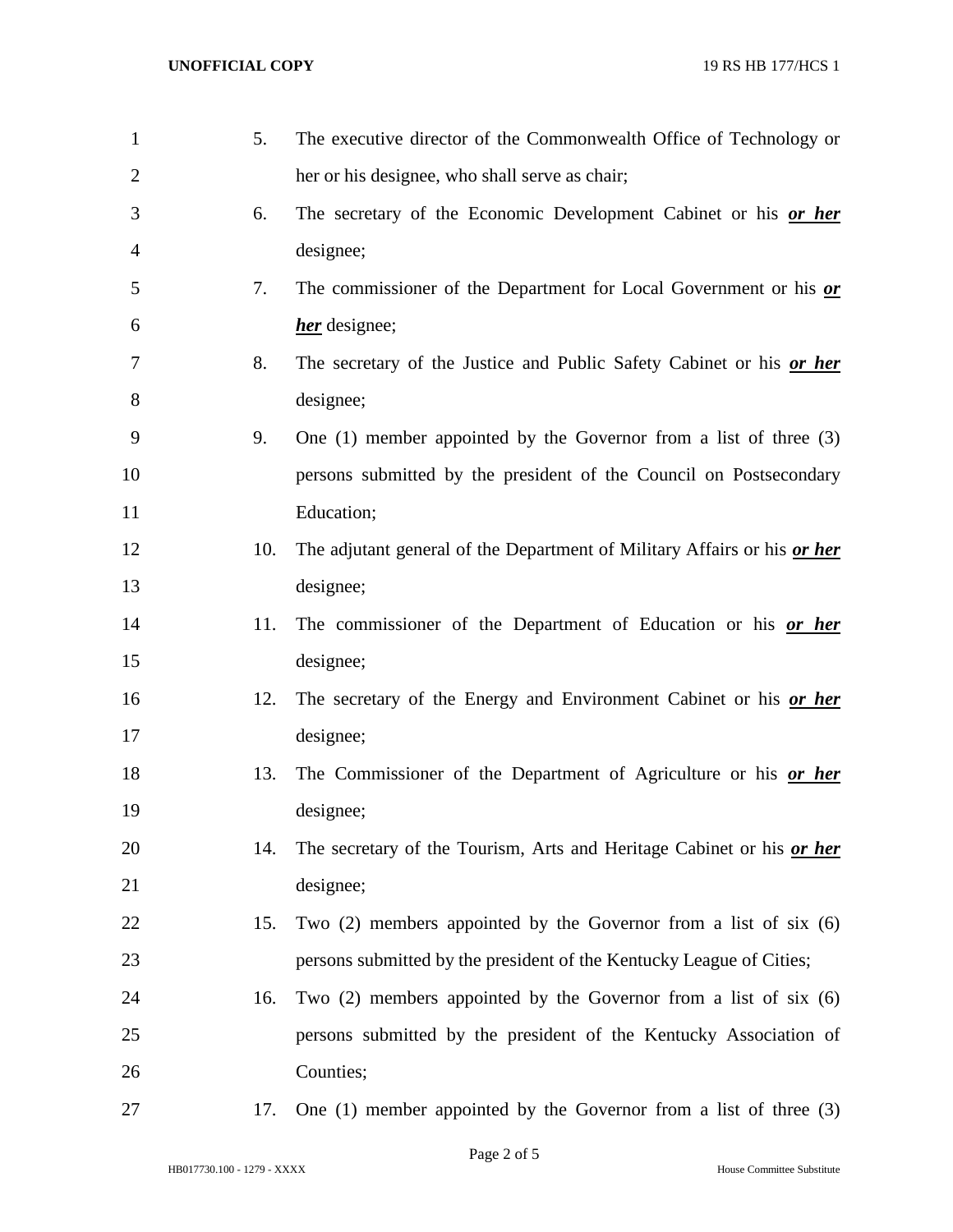5. The executive director of the Commonwealth Office of Technology or her or his designee, who shall serve as chair;
6. The secretary of the Economic Development Cabinet or his ***or her*** designee;
7. The commissioner of the Department for Local Government or his ***or her*** designee;
8. The secretary of the Justice and Public Safety Cabinet or his ***or her*** designee;
9. One (1) member appointed by the Governor from a list of three (3) persons submitted by the president of the Council on Postsecondary Education;
10. The adjutant general of the Department of Military Affairs or his ***or her*** designee;
11. The commissioner of the Department of Education or his ***or her*** designee;
12. The secretary of the Energy and Environment Cabinet or his ***or her*** designee;
13. The Commissioner of the Department of Agriculture or his ***or her*** designee;
14. The secretary of the Tourism, Arts and Heritage Cabinet or his ***or her*** designee;
15. Two (2) members appointed by the Governor from a list of six (6) persons submitted by the president of the Kentucky League of Cities;
16. Two (2) members appointed by the Governor from a list of six (6) persons submitted by the president of the Kentucky Association of Counties;
17. One (1) member appointed by the Governor from a list of three (3)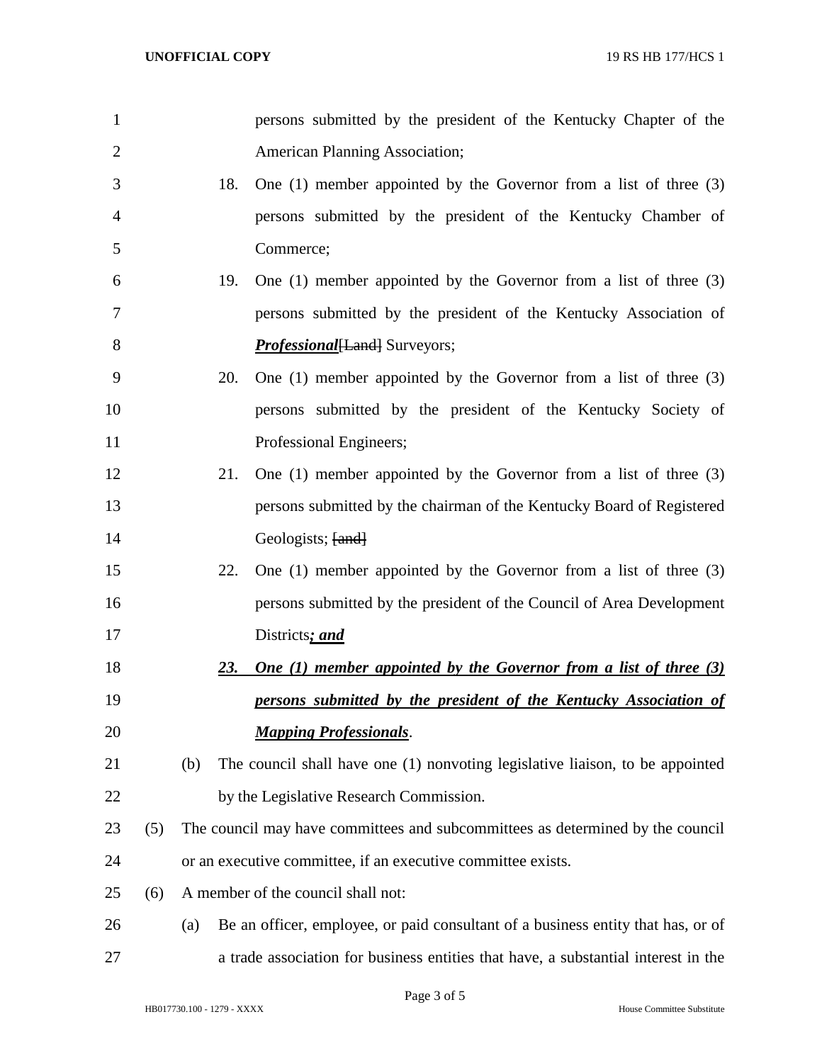persons submitted by the president of the Kentucky Chapter of the American Planning Association;

18. One (1) member appointed by the Governor from a list of three (3) persons submitted by the president of the Kentucky Chamber of Commerce;

19. One (1) member appointed by the Governor from a list of three (3) persons submitted by the president of the Kentucky Association of ***Professional***~~[Land]~~ Surveyors;

20. One (1) member appointed by the Governor from a list of three (3) persons submitted by the president of the Kentucky Society of Professional Engineers;

21. One (1) member appointed by the Governor from a list of three (3) persons submitted by the chairman of the Kentucky Board of Registered Geologists; ~~[and]~~

22. One (1) member appointed by the Governor from a list of three (3) persons submitted by the president of the Council of Area Development Districts***; and***

***23. One (1) member appointed by the Governor from a list of three (3) persons submitted by the president of the Kentucky Association of Mapping Professionals***.

(b) The council shall have one (1) nonvoting legislative liaison, to be appointed by the Legislative Research Commission.

(5) The council may have committees and subcommittees as determined by the council or an executive committee, if an executive committee exists.

(6) A member of the council shall not:

(a) Be an officer, employee, or paid consultant of a business entity that has, or of a trade association for business entities that have, a substantial interest in the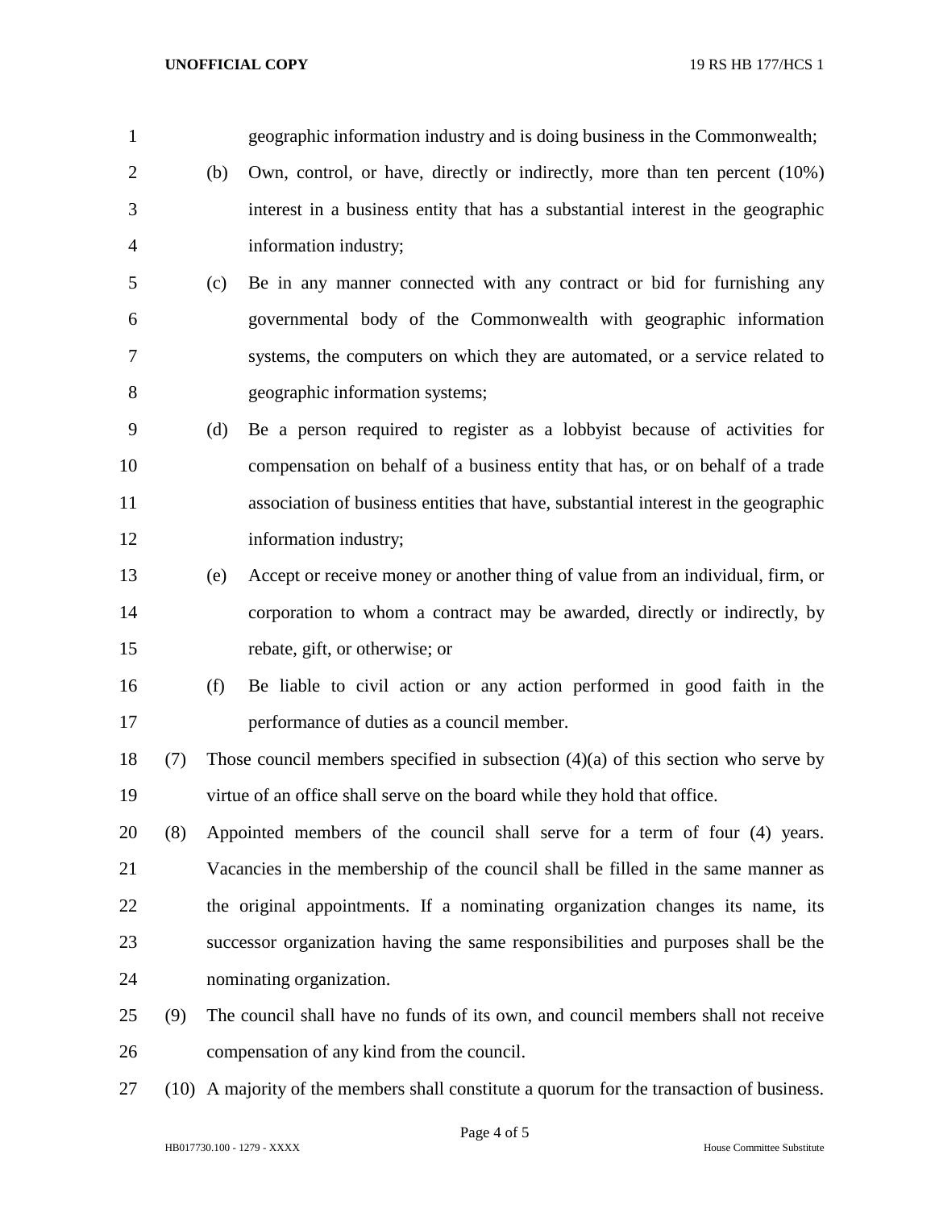geographic information industry and is doing business in the Commonwealth;

(b) Own, control, or have, directly or indirectly, more than ten percent (10%) interest in a business entity that has a substantial interest in the geographic information industry;

(c) Be in any manner connected with any contract or bid for furnishing any governmental body of the Commonwealth with geographic information systems, the computers on which they are automated, or a service related to geographic information systems;

(d) Be a person required to register as a lobbyist because of activities for compensation on behalf of a business entity that has, or on behalf of a trade association of business entities that have, substantial interest in the geographic information industry;

(e) Accept or receive money or another thing of value from an individual, firm, or corporation to whom a contract may be awarded, directly or indirectly, by rebate, gift, or otherwise; or

(f) Be liable to civil action or any action performed in good faith in the performance of duties as a council member.

(7) Those council members specified in subsection (4)(a) of this section who serve by virtue of an office shall serve on the board while they hold that office.

(8) Appointed members of the council shall serve for a term of four (4) years. Vacancies in the membership of the council shall be filled in the same manner as the original appointments. If a nominating organization changes its name, its successor organization having the same responsibilities and purposes shall be the nominating organization.

(9) The council shall have no funds of its own, and council members shall not receive compensation of any kind from the council.

(10) A majority of the members shall constitute a quorum for the transaction of business.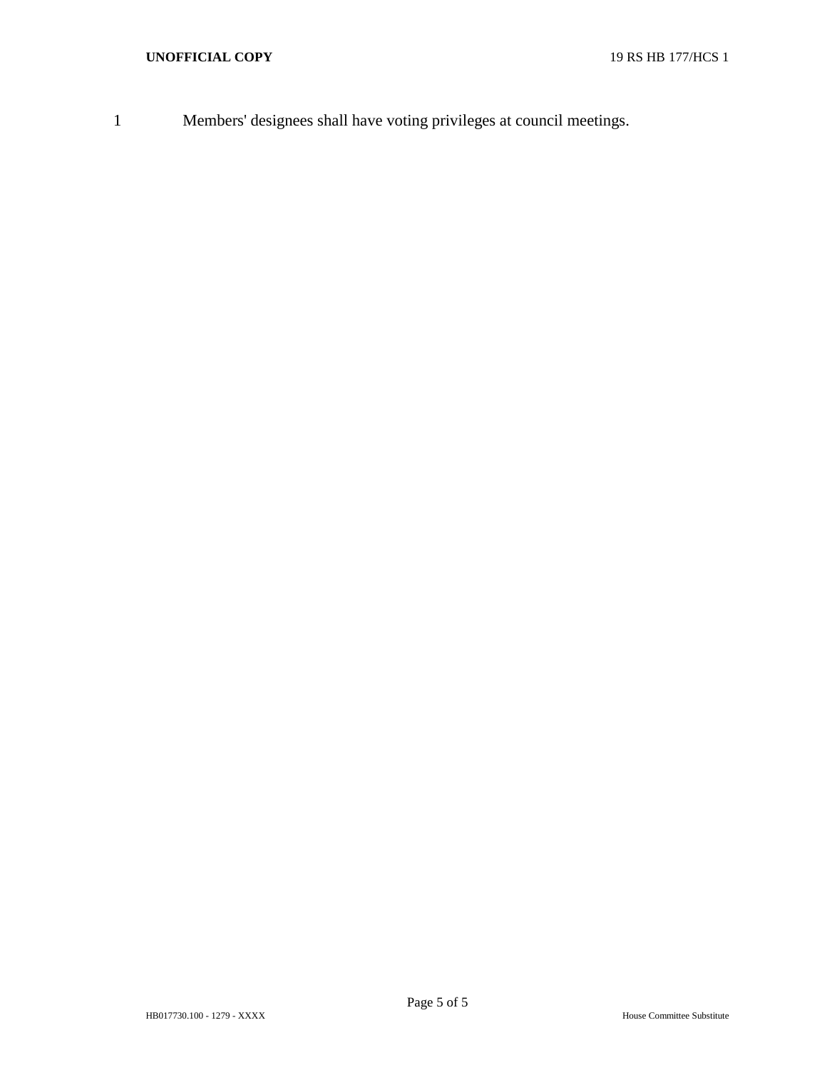Members' designees shall have voting privileges at council meetings.